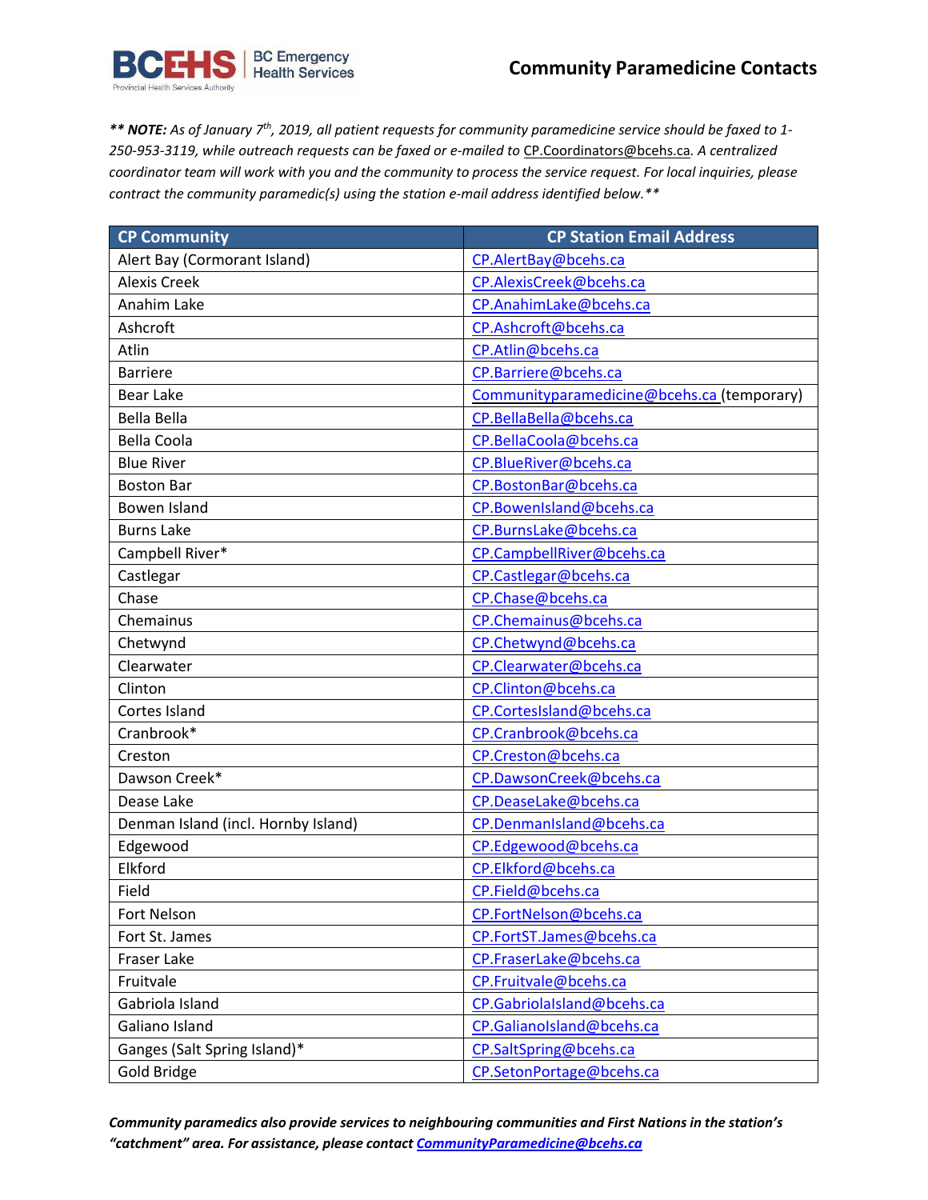# Community Paramedicine Contacts

*** NOTE: As of January 7th, 2019, all patient requests for community paramedicine service should be faxed to 1-250-953-3119, while outreach requests can be faxed or e-mailed to CP.Coordinators@bcehs.ca. A centralized coordinator team will work with you and the community to process the service request. For local inquiries, please contract the community paramedic(s) using the station e-mail address identified below.***

| CP Community | CP Station Email Address |
|---|---|
| Alert Bay (Cormorant Island) | CP.AlertBay@bcehs.ca |
| Alexis Creek | CP.AlexisCreek@bcehs.ca |
| Anahim Lake | CP.AnahimLake@bcehs.ca |
| Ashcroft | CP.Ashcroft@bcehs.ca |
| Atlin | CP.Atlin@bcehs.ca |
| Barriere | CP.Barriere@bcehs.ca |
| Bear Lake | Communityparamedicine@bcehs.ca (temporary) |
| Bella Bella | CP.BellaBella@bcehs.ca |
| Bella Coola | CP.BellaCoola@bcehs.ca |
| Blue River | CP.BlueRiver@bcehs.ca |
| Boston Bar | CP.BostonBar@bcehs.ca |
| Bowen Island | CP.BowenIsland@bcehs.ca |
| Burns Lake | CP.BurnsLake@bcehs.ca |
| Campbell River* | CP.CampbellRiver@bcehs.ca |
| Castlegar | CP.Castlegar@bcehs.ca |
| Chase | CP.Chase@bcehs.ca |
| Chemainus | CP.Chemainus@bcehs.ca |
| Chetwynd | CP.Chetwynd@bcehs.ca |
| Clearwater | CP.Clearwater@bcehs.ca |
| Clinton | CP.Clinton@bcehs.ca |
| Cortes Island | CP.CortesIsland@bcehs.ca |
| Cranbrook* | CP.Cranbrook@bcehs.ca |
| Creston | CP.Creston@bcehs.ca |
| Dawson Creek* | CP.DawsonCreek@bcehs.ca |
| Dease Lake | CP.DeaseLake@bcehs.ca |
| Denman Island (incl. Hornby Island) | CP.DenmanIsland@bcehs.ca |
| Edgewood | CP.Edgewood@bcehs.ca |
| Elkford | CP.Elkford@bcehs.ca |
| Field | CP.Field@bcehs.ca |
| Fort Nelson | CP.FortNelson@bcehs.ca |
| Fort St. James | CP.FortST.James@bcehs.ca |
| Fraser Lake | CP.FraserLake@bcehs.ca |
| Fruitvale | CP.Fruitvale@bcehs.ca |
| Gabriola Island | CP.GabriolaIsland@bcehs.ca |
| Galiano Island | CP.GalianoIsland@bcehs.ca |
| Ganges (Salt Spring Island)* | CP.SaltSpring@bcehs.ca |
| Gold Bridge | CP.SetonPortage@bcehs.ca |

***Community paramedics also provide services to neighbouring communities and First Nations in the station's "catchment" area. For assistance, please contact CommunityParamedicine@bcehs.ca***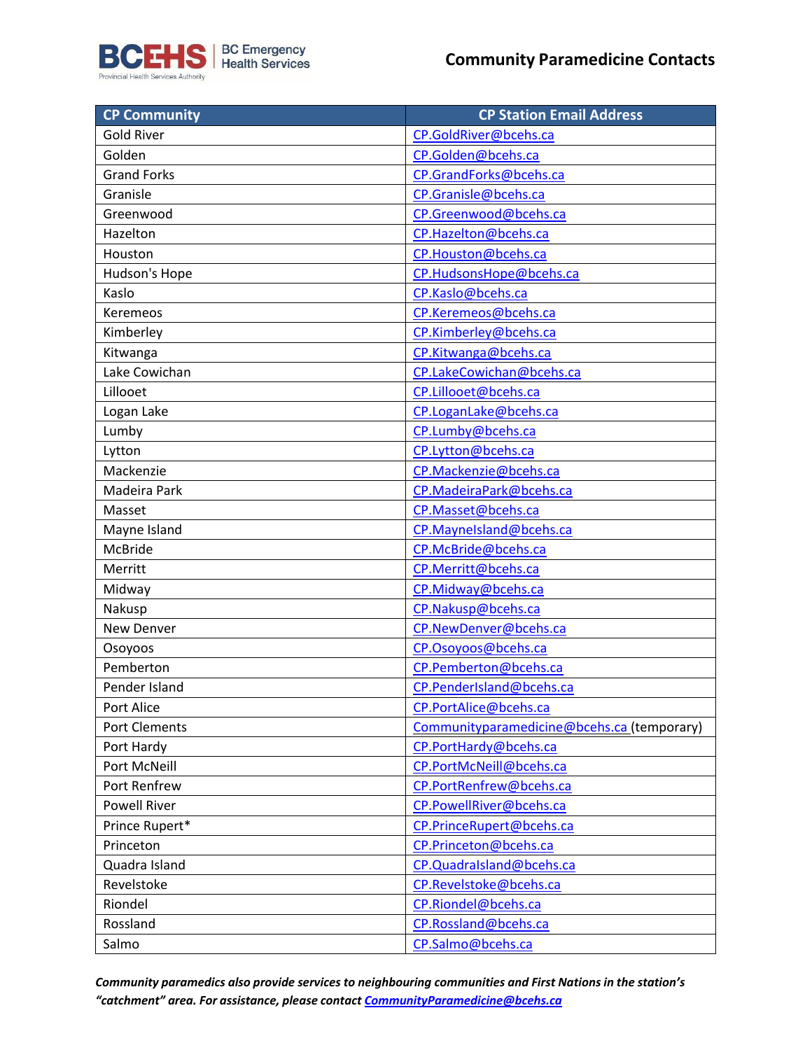| CP Community | CP Station Email Address |
|---|---|
| Gold River | CP.GoldRiver@bcehs.ca |
| Golden | CP.Golden@bcehs.ca |
| Grand Forks | CP.GrandForks@bcehs.ca |
| Granisle | CP.Granisle@bcehs.ca |
| Greenwood | CP.Greenwood@bcehs.ca |
| Hazelton | CP.Hazelton@bcehs.ca |
| Houston | CP.Houston@bcehs.ca |
| Hudson's Hope | CP.HudsonsHope@bcehs.ca |
| Kaslo | CP.Kaslo@bcehs.ca |
| Keremeos | CP.Keremeos@bcehs.ca |
| Kimberley | CP.Kimberley@bcehs.ca |
| Kitwanga | CP.Kitwanga@bcehs.ca |
| Lake Cowichan | CP.LakeCowichan@bcehs.ca |
| Lillooet | CP.Lillooet@bcehs.ca |
| Logan Lake | CP.LoganLake@bcehs.ca |
| Lumby | CP.Lumby@bcehs.ca |
| Lytton | CP.Lytton@bcehs.ca |
| Mackenzie | CP.Mackenzie@bcehs.ca |
| Madeira Park | CP.MadeiraPark@bcehs.ca |
| Masset | CP.Masset@bcehs.ca |
| Mayne Island | CP.MayneIsland@bcehs.ca |
| McBride | CP.McBride@bcehs.ca |
| Merritt | CP.Merritt@bcehs.ca |
| Midway | CP.Midway@bcehs.ca |
| Nakusp | CP.Nakusp@bcehs.ca |
| New Denver | CP.NewDenver@bcehs.ca |
| Osoyoos | CP.Osoyoos@bcehs.ca |
| Pemberton | CP.Pemberton@bcehs.ca |
| Pender Island | CP.PenderIsland@bcehs.ca |
| Port Alice | CP.PortAlice@bcehs.ca |
| Port Clements | Communityparamedicine@bcehs.ca (temporary) |
| Port Hardy | CP.PortHardy@bcehs.ca |
| Port McNeill | CP.PortMcNeill@bcehs.ca |
| Port Renfrew | CP.PortRenfrew@bcehs.ca |
| Powell River | CP.PowellRiver@bcehs.ca |
| Prince Rupert* | CP.PrinceRupert@bcehs.ca |
| Princeton | CP.Princeton@bcehs.ca |
| Quadra Island | CP.QuadraIsland@bcehs.ca |
| Revelstoke | CP.Revelstoke@bcehs.ca |
| Riondel | CP.Riondel@bcehs.ca |
| Rossland | CP.Rossland@bcehs.ca |
| Salmo | CP.Salmo@bcehs.ca |

***Community paramedics also provide services to neighbouring communities and First Nations in the station's "catchment" area. For assistance, please contact CommunityParamedicine@bcehs.ca***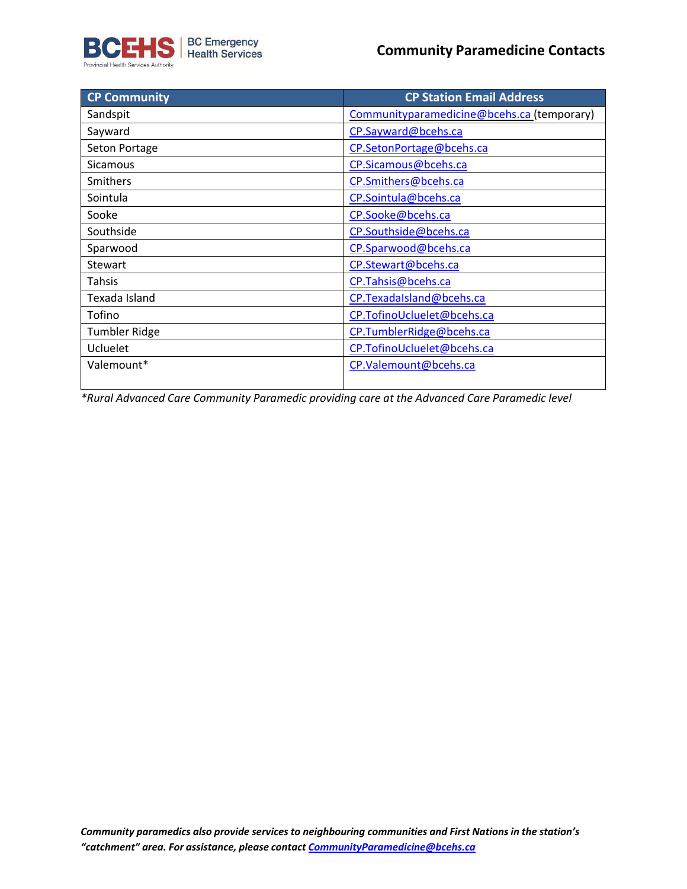## Community Paramedicine Contacts

| CP Community | CP Station Email Address |
|---|---|
| Sandspit | Communityparamedicine@bcehs.ca (temporary) |
| Sayward | CP.Sayward@bcehs.ca |
| Seton Portage | CP.SetonPortage@bcehs.ca |
| Sicamous | CP.Sicamous@bcehs.ca |
| Smithers | CP.Smithers@bcehs.ca |
| Sointula | CP.Sointula@bcehs.ca |
| Sooke | CP.Sooke@bcehs.ca |
| Southside | CP.Southside@bcehs.ca |
| Sparwood | CP.Sparwood@bcehs.ca |
| Stewart | CP.Stewart@bcehs.ca |
| Tahsis | CP.Tahsis@bcehs.ca |
| Texada Island | CP.TexadaIsland@bcehs.ca |
| Tofino | CP.TofinoUcluelet@bcehs.ca |
| Tumbler Ridge | CP.TumblerRidge@bcehs.ca |
| Ucluelet | CP.TofinoUcluelet@bcehs.ca |
| Valemount* | CP.Valemount@bcehs.ca |

*\*Rural Advanced Care Community Paramedic providing care at the Advanced Care Paramedic level*

***Community paramedics also provide services to neighbouring communities and First Nations in the station's "catchment" area. For assistance, please contact CommunityParamedicine@bcehs.ca***